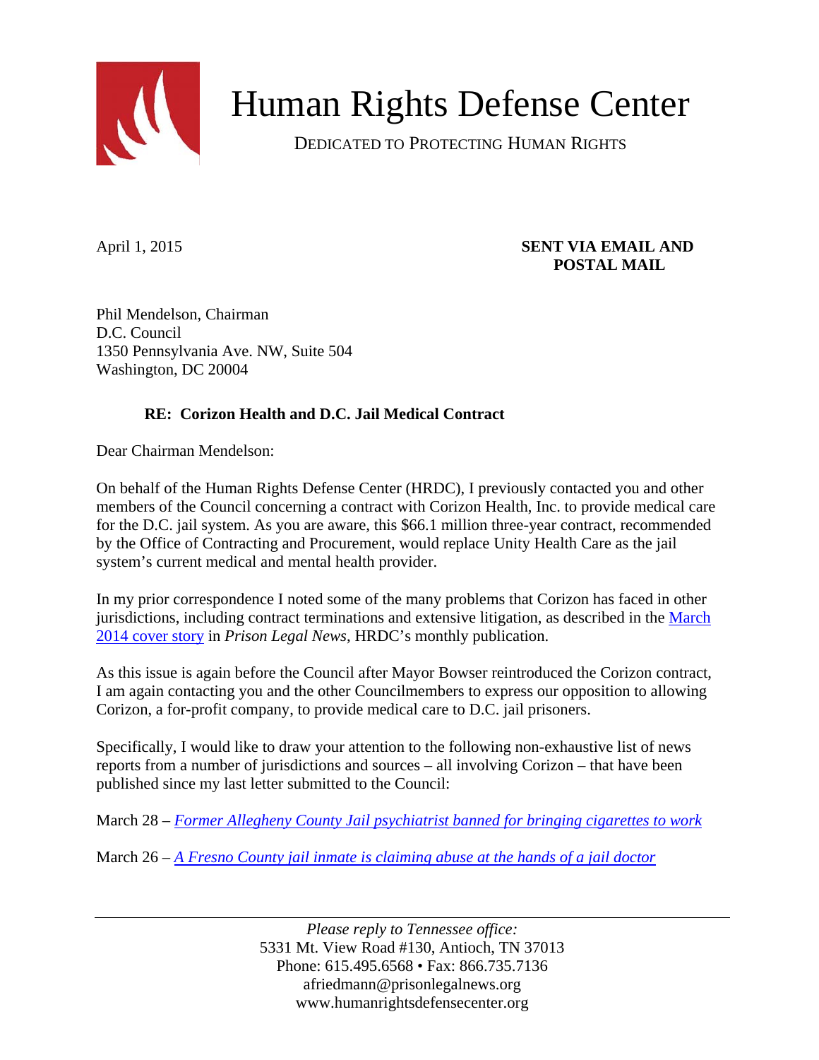# Human Rights Defense Center

DEDICATED TO PROTECTING HUMAN RIGHTS

April 1, 2015

**SENT VIA EMAIL AND POSTAL MAIL**

Phil Mendelson, Chairman
D.C. Council
1350 Pennsylvania Ave. NW, Suite 504
Washington, DC 20004

**RE: Corizon Health and D.C. Jail Medical Contract**

Dear Chairman Mendelson:

On behalf of the Human Rights Defense Center (HRDC), I previously contacted you and other members of the Council concerning a contract with Corizon Health, Inc. to provide medical care for the D.C. jail system. As you are aware, this $66.1 million three-year contract, recommended by the Office of Contracting and Procurement, would replace Unity Health Care as the jail system's current medical and mental health provider.

In my prior correspondence I noted some of the many problems that Corizon has faced in other jurisdictions, including contract terminations and extensive litigation, as described in the March 2014 cover story in *Prison Legal News*, HRDC's monthly publication.

As this issue is again before the Council after Mayor Bowser reintroduced the Corizon contract, I am again contacting you and the other Councilmembers to express our opposition to allowing Corizon, a for-profit company, to provide medical care to D.C. jail prisoners.

Specifically, I would like to draw your attention to the following non-exhaustive list of news reports from a number of jurisdictions and sources – all involving Corizon – that have been published since my last letter submitted to the Council:

March 28 – *Former Allegheny County Jail psychiatrist banned for bringing cigarettes to work*

March 26 – *A Fresno County jail inmate is claiming abuse at the hands of a jail doctor*

*Please reply to Tennessee office:*
5331 Mt. View Road #130, Antioch, TN 37013
Phone: 615.495.6568 • Fax: 866.735.7136
afriedmann@prisonlegalnews.org
www.humanrightsdefensecenter.org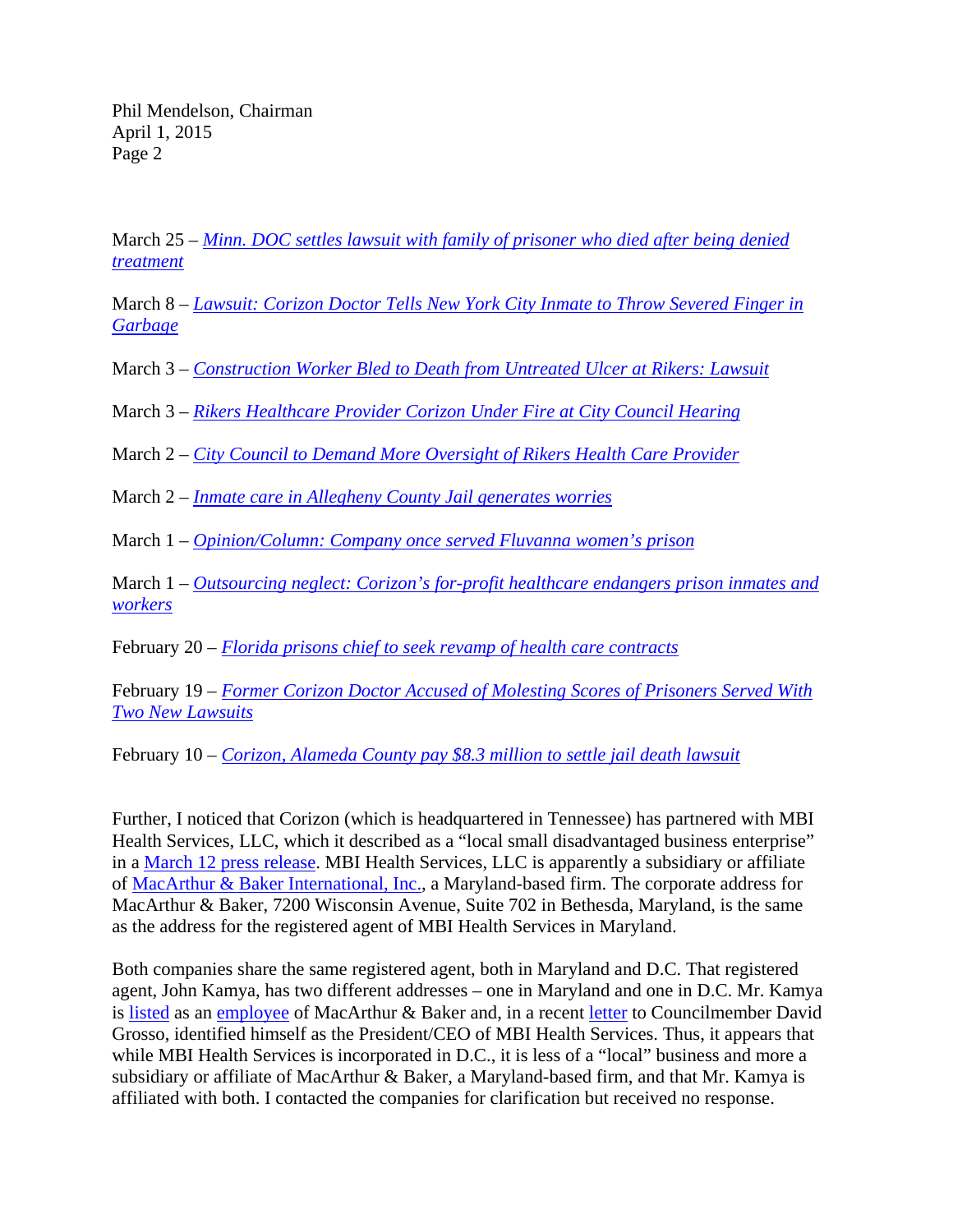March 25 – *Minn. DOC settles lawsuit with family of prisoner who died after being denied treatment*

March 8 – *Lawsuit: Corizon Doctor Tells New York City Inmate to Throw Severed Finger in Garbage*

March 3 – *Construction Worker Bled to Death from Untreated Ulcer at Rikers: Lawsuit*

March 3 – *Rikers Healthcare Provider Corizon Under Fire at City Council Hearing*

March 2 – *City Council to Demand More Oversight of Rikers Health Care Provider*

March 2 – *Inmate care in Allegheny County Jail generates worries*

March 1 – *Opinion/Column: Company once served Fluvanna women's prison*

March 1 – *Outsourcing neglect: Corizon's for-profit healthcare endangers prison inmates and workers*

February 20 – *Florida prisons chief to seek revamp of health care contracts*

February 19 – *Former Corizon Doctor Accused of Molesting Scores of Prisoners Served With Two New Lawsuits*

February 10 – *Corizon, Alameda County pay $8.3 million to settle jail death lawsuit*

Further, I noticed that Corizon (which is headquartered in Tennessee) has partnered with MBI Health Services, LLC, which it described as a "local small disadvantaged business enterprise" in a March 12 press release. MBI Health Services, LLC is apparently a subsidiary or affiliate of MacArthur & Baker International, Inc., a Maryland-based firm. The corporate address for MacArthur & Baker, 7200 Wisconsin Avenue, Suite 702 in Bethesda, Maryland, is the same as the address for the registered agent of MBI Health Services in Maryland.

Both companies share the same registered agent, both in Maryland and D.C. That registered agent, John Kamya, has two different addresses – one in Maryland and one in D.C. Mr. Kamya is listed as an employee of MacArthur & Baker and, in a recent letter to Councilmember David Grosso, identified himself as the President/CEO of MBI Health Services. Thus, it appears that while MBI Health Services is incorporated in D.C., it is less of a "local" business and more a subsidiary or affiliate of MacArthur & Baker, a Maryland-based firm, and that Mr. Kamya is affiliated with both. I contacted the companies for clarification but received no response.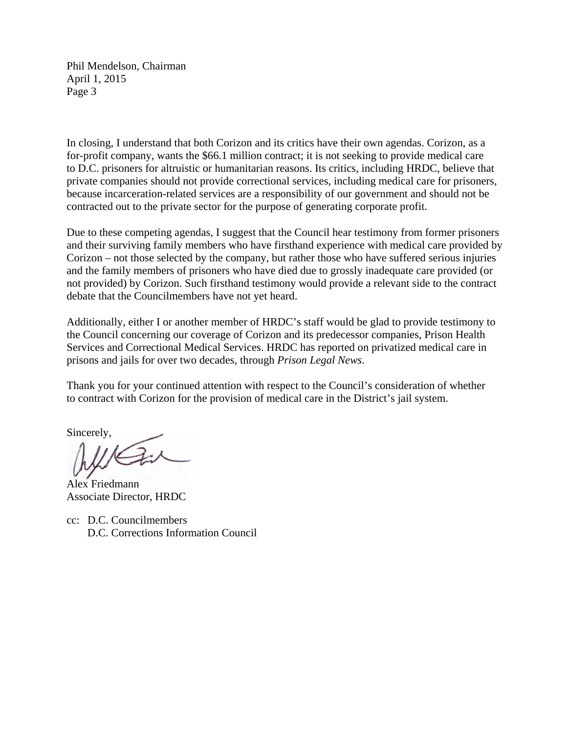In closing, I understand that both Corizon and its critics have their own agendas. Corizon, as a for-profit company, wants the $66.1 million contract; it is not seeking to provide medical care to D.C. prisoners for altruistic or humanitarian reasons. Its critics, including HRDC, believe that private companies should not provide correctional services, including medical care for prisoners, because incarceration-related services are a responsibility of our government and should not be contracted out to the private sector for the purpose of generating corporate profit.

Due to these competing agendas, I suggest that the Council hear testimony from former prisoners and their surviving family members who have firsthand experience with medical care provided by Corizon – not those selected by the company, but rather those who have suffered serious injuries and the family members of prisoners who have died due to grossly inadequate care provided (or not provided) by Corizon. Such firsthand testimony would provide a relevant side to the contract debate that the Councilmembers have not yet heard.

Additionally, either I or another member of HRDC's staff would be glad to provide testimony to the Council concerning our coverage of Corizon and its predecessor companies, Prison Health Services and Correctional Medical Services. HRDC has reported on privatized medical care in prisons and jails for over two decades, through *Prison Legal News*.

Thank you for your continued attention with respect to the Council's consideration of whether to contract with Corizon for the provision of medical care in the District's jail system.

Sincerely,

Alex Friedmann
Associate Director, HRDC

cc: D.C. Councilmembers
D.C. Corrections Information Council